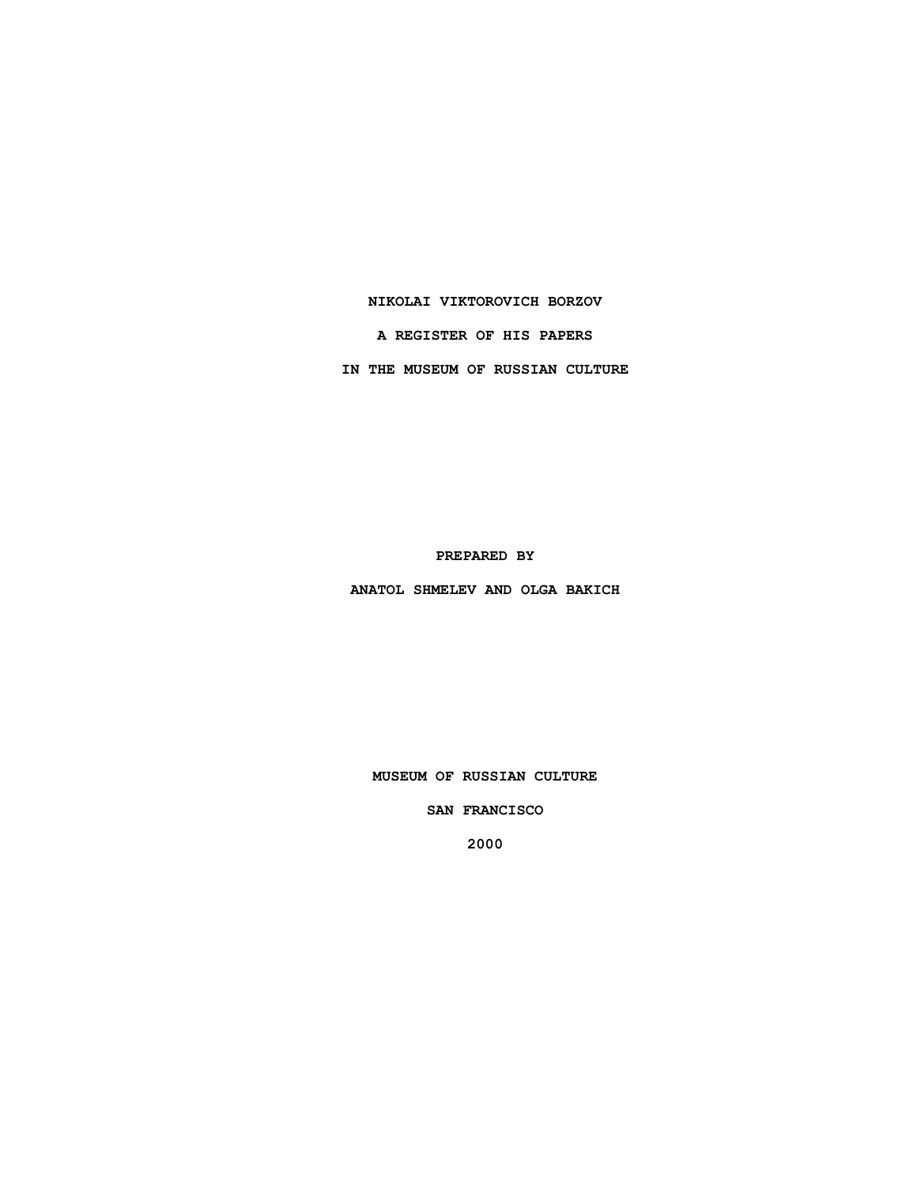# NIKOLAI VIKTOROVICH BORZOV

## A REGISTER OF HIS PAPERS

## IN THE MUSEUM OF RUSSIAN CULTURE

**PREPARED BY**

**ANATOL SHMELEV AND OLGA BAKICH**

**MUSEUM OF RUSSIAN CULTURE**

**SAN FRANCISCO**

**2000**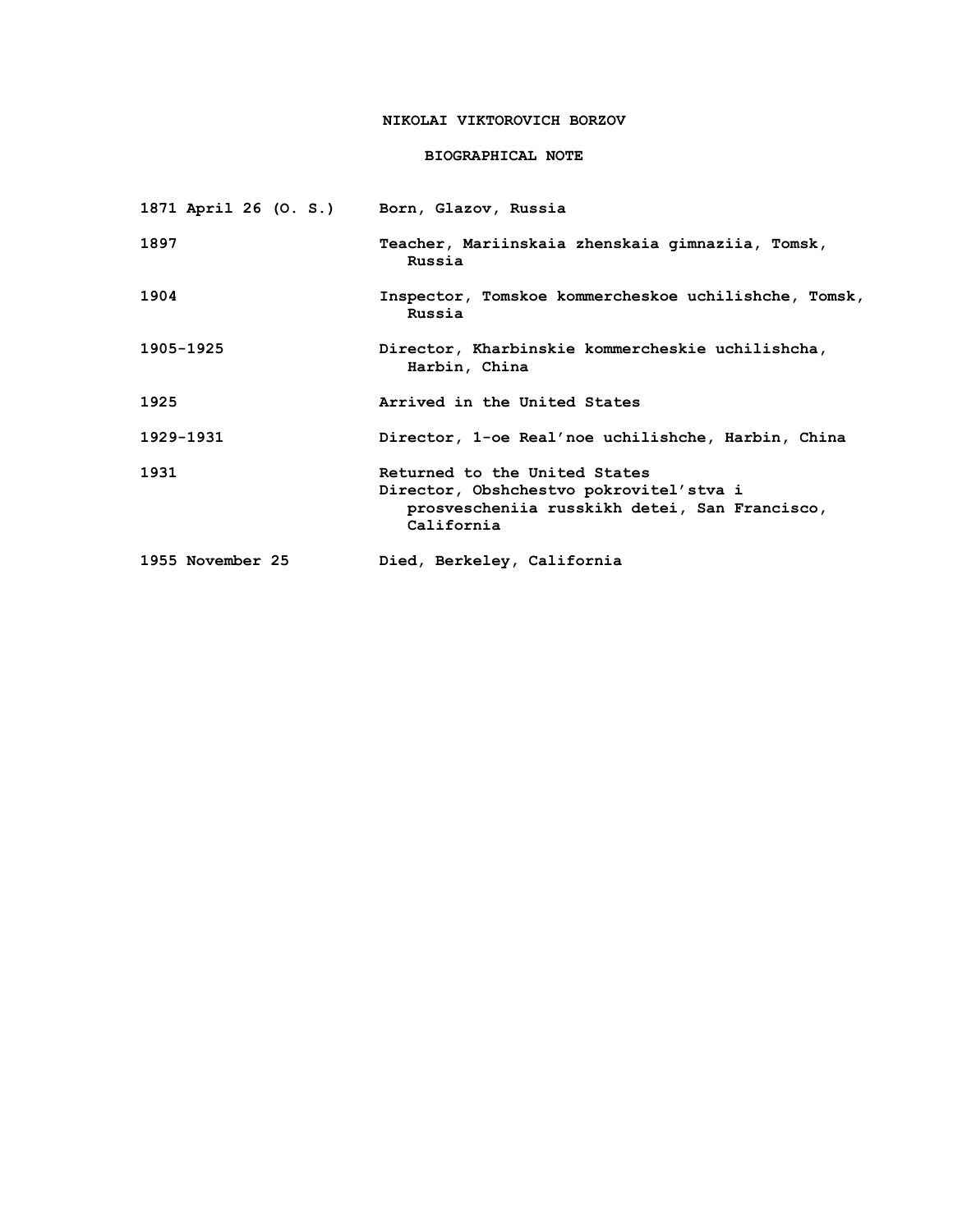# NIKOLAI VIKTOROVICH BORZOV

## BIOGRAPHICAL NOTE

| | |
|---|---|
| 1871 April 26 (O. S.) | Born, Glazov, Russia |
| 1897 | Teacher, Mariinskaia zhenskaia gimnaziia, Tomsk, Russia |
| 1904 | Inspector, Tomskoe kommercheskoe uchilishche, Tomsk, Russia |
| 1905-1925 | Director, Kharbinskie kommercheskie uchilishcha, Harbin, China |
| 1925 | Arrived in the United States |
| 1929-1931 | Director, 1-oe Real'noe uchilishche, Harbin, China |
| 1931 | Returned to the United States<br>Director, Obshchestvo pokrovitel'stva i prosvescheniia russkikh detei, San Francisco, California |
| 1955 November 25 | Died, Berkeley, California |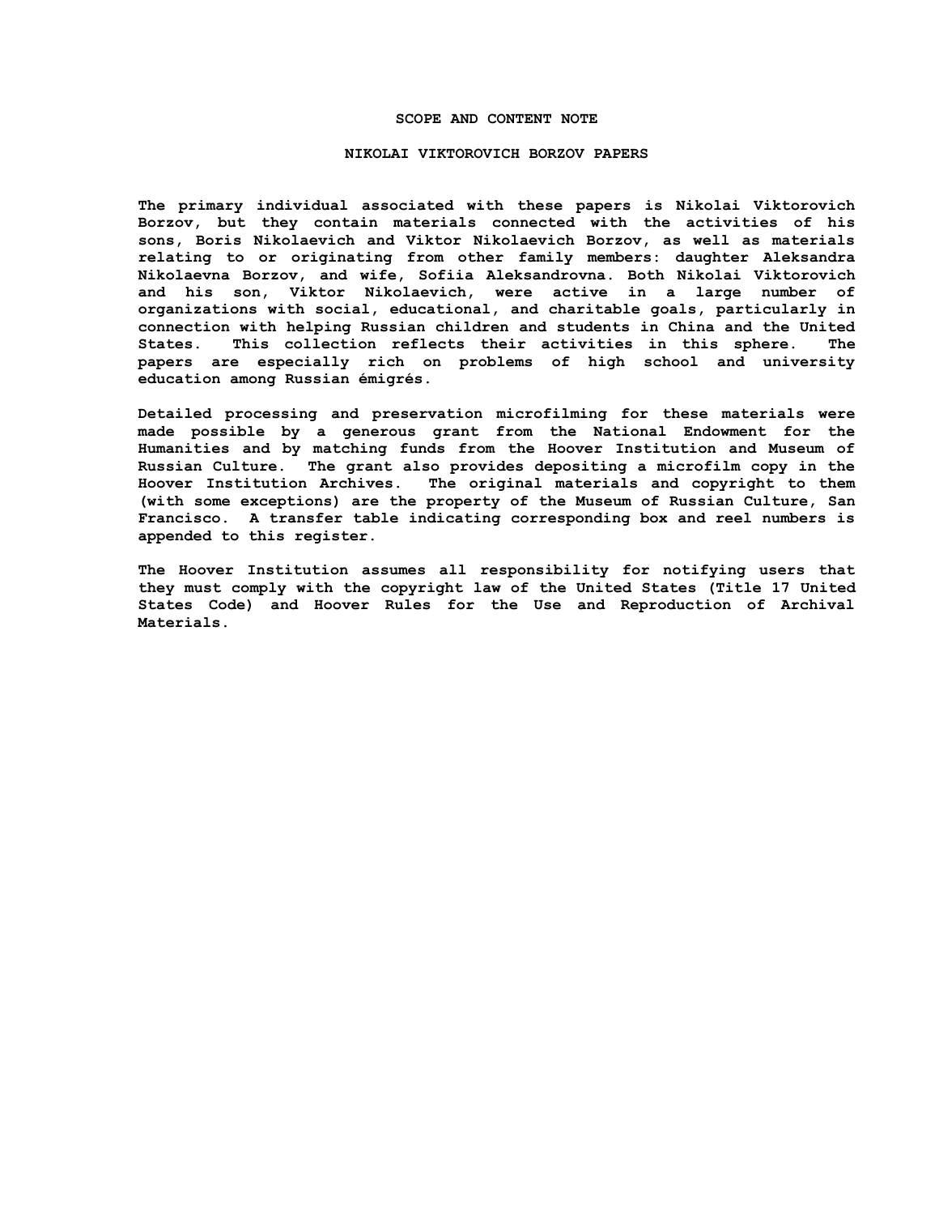# SCOPE AND CONTENT NOTE

## NIKOLAI VIKTOROVICH BORZOV PAPERS

The primary individual associated with these papers is Nikolai Viktorovich Borzov, but they contain materials connected with the activities of his sons, Boris Nikolaevich and Viktor Nikolaevich Borzov, as well as materials relating to or originating from other family members: daughter Aleksandra Nikolaevna Borzov, and wife, Sofiia Aleksandrovna. Both Nikolai Viktorovich and his son, Viktor Nikolaevich, were active in a large number of organizations with social, educational, and charitable goals, particularly in connection with helping Russian children and students in China and the United States. This collection reflects their activities in this sphere. The papers are especially rich on problems of high school and university education among Russian émigrés.

Detailed processing and preservation microfilming for these materials were made possible by a generous grant from the National Endowment for the Humanities and by matching funds from the Hoover Institution and Museum of Russian Culture. The grant also provides depositing a microfilm copy in the Hoover Institution Archives. The original materials and copyright to them (with some exceptions) are the property of the Museum of Russian Culture, San Francisco. A transfer table indicating corresponding box and reel numbers is appended to this register.

The Hoover Institution assumes all responsibility for notifying users that they must comply with the copyright law of the United States (Title 17 United States Code) and Hoover Rules for the Use and Reproduction of Archival Materials.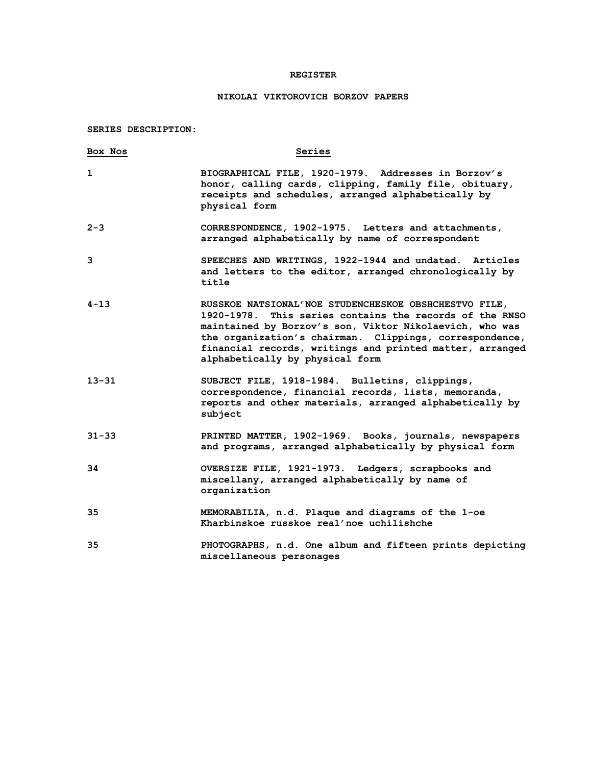# REGISTER

## NIKOLAI VIKTOROVICH BORZOV PAPERS

**SERIES DESCRIPTION:**

| Box Nos | Series |
|---|---|
| 1 | BIOGRAPHICAL FILE, 1920-1979. Addresses in Borzov's honor, calling cards, clipping, family file, obituary, receipts and schedules, arranged alphabetically by physical form |
| 2-3 | CORRESPONDENCE, 1902-1975. Letters and attachments, arranged alphabetically by name of correspondent |
| 3 | SPEECHES AND WRITINGS, 1922-1944 and undated. Articles and letters to the editor, arranged chronologically by title |
| 4-13 | RUSSKOE NATSIONAL'NOE STUDENCHESKOE OBSHCHESTVO FILE, 1920-1978. This series contains the records of the RNSO maintained by Borzov's son, Viktor Nikolaevich, who was the organization's chairman. Clippings, correspondence, financial records, writings and printed matter, arranged alphabetically by physical form |
| 13-31 | SUBJECT FILE, 1918-1984. Bulletins, clippings, correspondence, financial records, lists, memoranda, reports and other materials, arranged alphabetically by subject |
| 31-33 | PRINTED MATTER, 1902-1969. Books, journals, newspapers and programs, arranged alphabetically by physical form |
| 34 | OVERSIZE FILE, 1921-1973. Ledgers, scrapbooks and miscellany, arranged alphabetically by name of organization |
| 35 | MEMORABILIA, n.d. Plaque and diagrams of the 1-oe Kharbinskoe russkoe real'noe uchilishche |
| 35 | PHOTOGRAPHS, n.d. One album and fifteen prints depicting miscellaneous personages |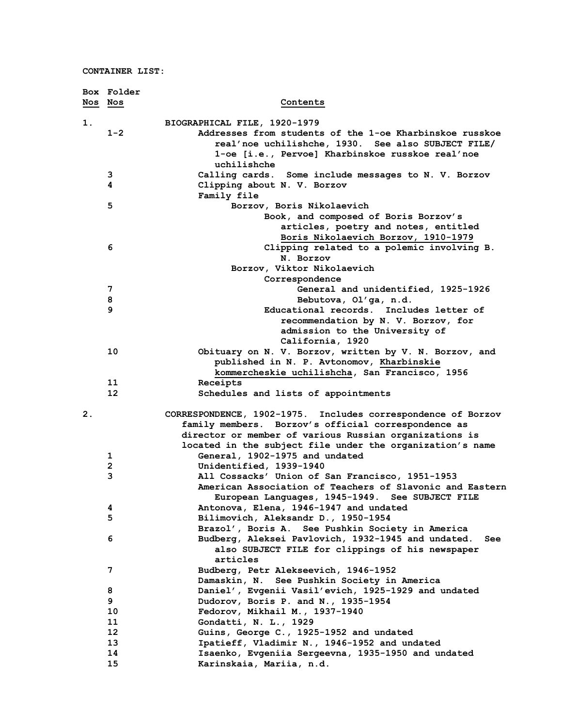CONTAINER LIST:

| Box Nos | Folder Nos | Contents |
|---|---|---|
| 1. | | BIOGRAPHICAL FILE, 1920-1979 |
| | 1-2 | Addresses from students of the 1-oe Kharbinskoe russkoe real'noe uchilishche, 1930. See also SUBJECT FILE/ 1-oe [i.e., Pervoe] Kharbinskoe russkoe real'noe uchilishche |
| | 3 | Calling cards. Some include messages to N. V. Borzov |
| | 4 | Clipping about N. V. Borzov |
| | | Family file |
| | 5 | Borzov, Boris Nikolaevich — Book, and composed of Boris Borzov's articles, poetry and notes, entitled <u>Boris Nikolaevich Borzov, 1910-1979</u> |
| | 6 | Clipping related to a polemic involving B. N. Borzov |
| | | Borzov, Viktor Nikolaevich — Correspondence |
| | 7 | General and unidentified, 1925-1926 |
| | 8 | Bebutova, Ol'ga, n.d. |
| | 9 | Educational records. Includes letter of recommendation by N. V. Borzov, for admission to the University of California, 1920 |
| | 10 | Obituary on N. V. Borzov, written by V. N. Borzov, and published in N. P. Avtonomov, <u>Kharbinskie kommercheskie uchilishcha</u>, San Francisco, 1956 |
| | 11 | Receipts |
| | 12 | Schedules and lists of appointments |
| 2. | | CORRESPONDENCE, 1902-1975. Includes correspondence of Borzov family members. Borzov's official correspondence as director or member of various Russian organizations is located in the subject file under the organization's name |
| | 1 | General, 1902-1975 and undated |
| | 2 | Unidentified, 1939-1940 |
| | 3 | All Cossacks' Union of San Francisco, 1951-1953 |
| | | American Association of Teachers of Slavonic and Eastern European Languages, 1945-1949. See SUBJECT FILE |
| | 4 | Antonova, Elena, 1946-1947 and undated |
| | 5 | Bilimovich, Aleksandr D., 1950-1954 |
| | | Brazol', Boris A. See Pushkin Society in America |
| | 6 | Budberg, Aleksei Pavlovich, 1932-1945 and undated. See also SUBJECT FILE for clippings of his newspaper articles |
| | 7 | Budberg, Petr Alekseevich, 1946-1952 |
| | | Damaskin, N. See Pushkin Society in America |
| | 8 | Daniel', Evgenii Vasil'evich, 1925-1929 and undated |
| | 9 | Dudorov, Boris P. and N., 1935-1954 |
| | 10 | Fedorov, Mikhail M., 1937-1940 |
| | 11 | Gondatti, N. L., 1929 |
| | 12 | Guins, George C., 1925-1952 and undated |
| | 13 | Ipatieff, Vladimir N., 1946-1952 and undated |
| | 14 | Isaenko, Evgeniia Sergeevna, 1935-1950 and undated |
| | 15 | Karinskaia, Mariia, n.d. |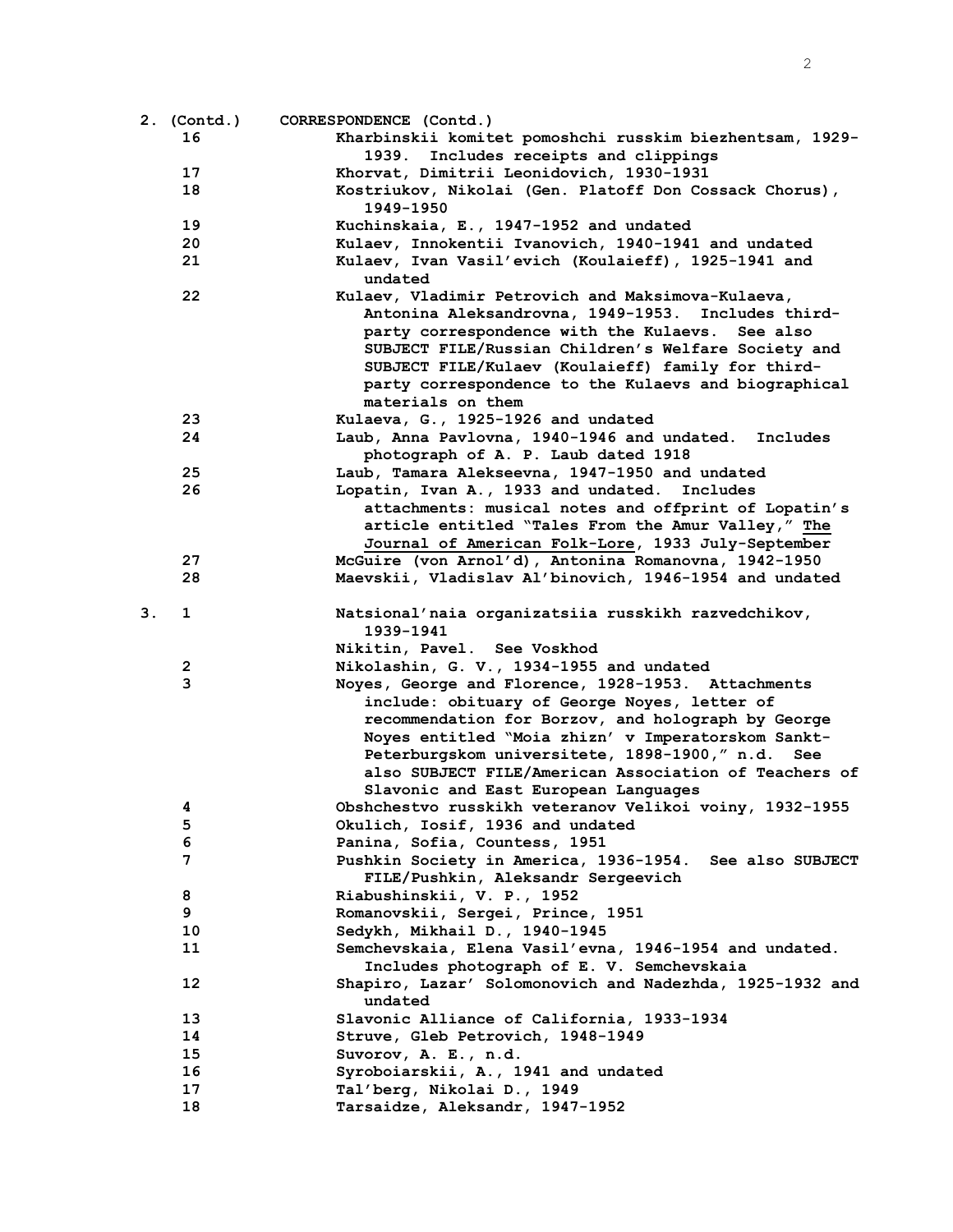**2. (Contd.) CORRESPONDENCE (Contd.)**

| Box | Folder | Description |
|---|---|---|
| 2. (Contd.) | 16 | Kharbinskii komitet pomoshchi russkim biezhentsam, 1929-1939. Includes receipts and clippings |
| | 17 | Khorvat, Dimitrii Leonidovich, 1930-1931 |
| | 18 | Kostriukov, Nikolai (Gen. Platoff Don Cossack Chorus), 1949-1950 |
| | 19 | Kuchinskaia, E., 1947-1952 and undated |
| | 20 | Kulaev, Innokentii Ivanovich, 1940-1941 and undated |
| | 21 | Kulaev, Ivan Vasil'evich (Koulaieff), 1925-1941 and undated |
| | 22 | Kulaev, Vladimir Petrovich and Maksimova-Kulaeva, Antonina Aleksandrovna, 1949-1953. Includes third-party correspondence with the Kulaevs. See also SUBJECT FILE/Russian Children's Welfare Society and SUBJECT FILE/Kulaev (Koulaieff) family for third-party correspondence to the Kulaevs and biographical materials on them |
| | 23 | Kulaeva, G., 1925-1926 and undated |
| | 24 | Laub, Anna Pavlovna, 1940-1946 and undated. Includes photograph of A. P. Laub dated 1918 |
| | 25 | Laub, Tamara Alekseevna, 1947-1950 and undated |
| | 26 | Lopatin, Ivan A., 1933 and undated. Includes attachments: musical notes and offprint of Lopatin's article entitled "Tales From the Amur Valley," <u>The Journal of American Folk-Lore</u>, 1933 July-September |
| | 27 | McGuire (von Arnol'd), Antonina Romanovna, 1942-1950 |
| | 28 | Maevskii, Vladislav Al'binovich, 1946-1954 and undated |
| 3. | 1 | Natsional'naia organizatsiia russkikh razvedchikov, 1939-1941 |
| | | Nikitin, Pavel. See Voskhod |
| | 2 | Nikolashin, G. V., 1934-1955 and undated |
| | 3 | Noyes, George and Florence, 1928-1953. Attachments include: obituary of George Noyes, letter of recommendation for Borzov, and holograph by George Noyes entitled "Moia zhizn' v Imperatorskom Sankt-Peterburgskom universitete, 1898-1900," n.d. See also SUBJECT FILE/American Association of Teachers of Slavonic and East European Languages |
| | 4 | Obshchestvo russkikh veteranov Velikoi voiny, 1932-1955 |
| | 5 | Okulich, Iosif, 1936 and undated |
| | 6 | Panina, Sofia, Countess, 1951 |
| | 7 | Pushkin Society in America, 1936-1954. See also SUBJECT FILE/Pushkin, Aleksandr Sergeevich |
| | 8 | Riabushinskii, V. P., 1952 |
| | 9 | Romanovskii, Sergei, Prince, 1951 |
| | 10 | Sedykh, Mikhail D., 1940-1945 |
| | 11 | Semchevskaia, Elena Vasil'evna, 1946-1954 and undated. Includes photograph of E. V. Semchevskaia |
| | 12 | Shapiro, Lazar' Solomonovich and Nadezhda, 1925-1932 and undated |
| | 13 | Slavonic Alliance of California, 1933-1934 |
| | 14 | Struve, Gleb Petrovich, 1948-1949 |
| | 15 | Suvorov, A. E., n.d. |
| | 16 | Syroboiarskii, A., 1941 and undated |
| | 17 | Tal'berg, Nikolai D., 1949 |
| | 18 | Tarsaidze, Aleksandr, 1947-1952 |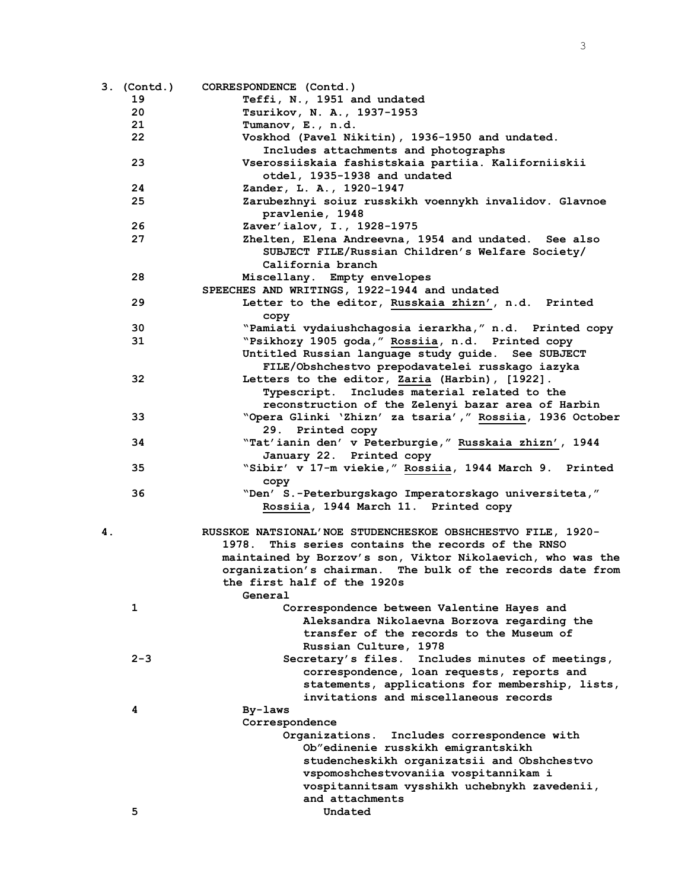3. (Contd.) CORRESPONDENCE (Contd.)

19 Teffi, N., 1951 and undated

20 Tsurikov, N. A., 1937-1953

21 Tumanov, E., n.d.

22 Voskhod (Pavel Nikitin), 1936-1950 and undated. Includes attachments and photographs

23 Vserossiiskaia fashistskaia partiia. Kaliforniiskii otdel, 1935-1938 and undated

24 Zander, L. A., 1920-1947

25 Zarubezhnyi soiuz russkikh voennykh invalidov. Glavnoe pravlenie, 1948

26 Zaver'ialov, I., 1928-1975

27 Zhelten, Elena Andreevna, 1954 and undated. See also SUBJECT FILE/Russian Children's Welfare Society/ California branch

28 Miscellany. Empty envelopes

SPEECHES AND WRITINGS, 1922-1944 and undated

29 Letter to the editor, Russkaia zhizn', n.d. Printed copy

30 "Pamiati vydaiushchagosia ierarkha," n.d. Printed copy

31 "Psikhozy 1905 goda," Rossiia, n.d. Printed copy

Untitled Russian language study guide. See SUBJECT FILE/Obshchestvo prepodavatelei russkago iazyka

32 Letters to the editor, Zaria (Harbin), [1922]. Typescript. Includes material related to the reconstruction of the Zelenyi bazar area of Harbin

33 "Opera Glinki 'Zhizn' za tsaria'," Rossiia, 1936 October 29. Printed copy

34 "Tat'ianin den' v Peterburgie," Russkaia zhizn', 1944 January 22. Printed copy

35 "Sibir' v 17-m viekie," Rossiia, 1944 March 9. Printed copy

36 "Den' S.-Peterburgskago Imperatorskago universiteta," Rossiia, 1944 March 11. Printed copy

4. RUSSKOE NATSIONAL'NOE STUDENCHESKOE OBSHCHESTVO FILE, 1920-1978. This series contains the records of the RNSO maintained by Borzov's son, Viktor Nikolaevich, who was the organization's chairman. The bulk of the records date from the first half of the 1920s

General

1 Correspondence between Valentine Hayes and Aleksandra Nikolaevna Borzova regarding the transfer of the records to the Museum of Russian Culture, 1978

2-3 Secretary's files. Includes minutes of meetings, correspondence, loan requests, reports and statements, applications for membership, lists, invitations and miscellaneous records

4 By-laws

Correspondence

Organizations. Includes correspondence with Ob"edinenie russkikh emigrantskikh studencheskikh organizatsii and Obshchestvo vspomoshchestvovaniia vospitannikam i vospitannitsam vysshikh uchebnykh zavedenii, and attachments

5 Undated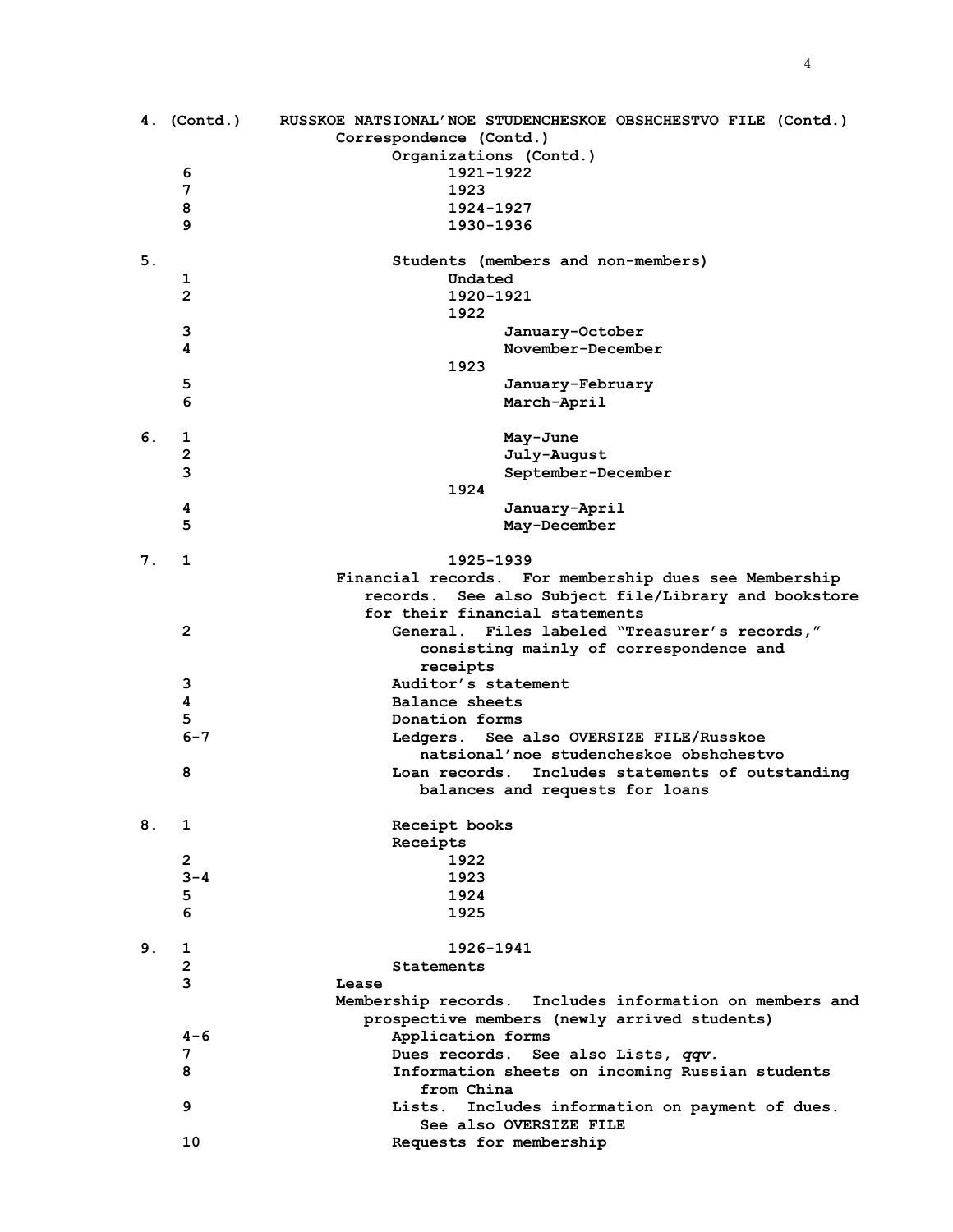| Box | Folder | Contents |
|---|---|---|
| 4. (Contd.) | | RUSSKOE NATSIONAL'NOE STUDENCHESKOE OBSHCHESTVO FILE (Contd.) |
| | | Correspondence (Contd.) |
| | | Organizations (Contd.) |
| | 6 | 1921-1922 |
| | 7 | 1923 |
| | 8 | 1924-1927 |
| | 9 | 1930-1936 |
| 5. | | Students (members and non-members) |
| | 1 | Undated |
| | 2 | 1920-1921 |
| | | 1922 |
| | 3 | January-October |
| | 4 | November-December |
| | | 1923 |
| | 5 | January-February |
| | 6 | March-April |
| 6. | 1 | May-June |
| | 2 | July-August |
| | 3 | September-December |
| | | 1924 |
| | 4 | January-April |
| | 5 | May-December |
| 7. | 1 | 1925-1939 |
| | | Financial records. For membership dues see Membership records. See also Subject file/Library and bookstore for their financial statements |
| | 2 | General. Files labeled "Treasurer's records," consisting mainly of correspondence and receipts |
| | 3 | Auditor's statement |
| | 4 | Balance sheets |
| | 5 | Donation forms |
| | 6-7 | Ledgers. See also OVERSIZE FILE/Russkoe natsional'noe studencheskoe obshchestvo |
| | 8 | Loan records. Includes statements of outstanding balances and requests for loans |
| 8. | 1 | Receipt books |
| | | Receipts |
| | 2 | 1922 |
| | 3-4 | 1923 |
| | 5 | 1924 |
| | 6 | 1925 |
| 9. | 1 | 1926-1941 |
| | 2 | Statements |
| | 3 | Lease |
| | | Membership records. Includes information on members and prospective members (newly arrived students) |
| | 4-6 | Application forms |
| | 7 | Dues records. See also Lists, *qqv.* |
| | 8 | Information sheets on incoming Russian students from China |
| | 9 | Lists. Includes information on payment of dues. See also OVERSIZE FILE |
| | 10 | Requests for membership |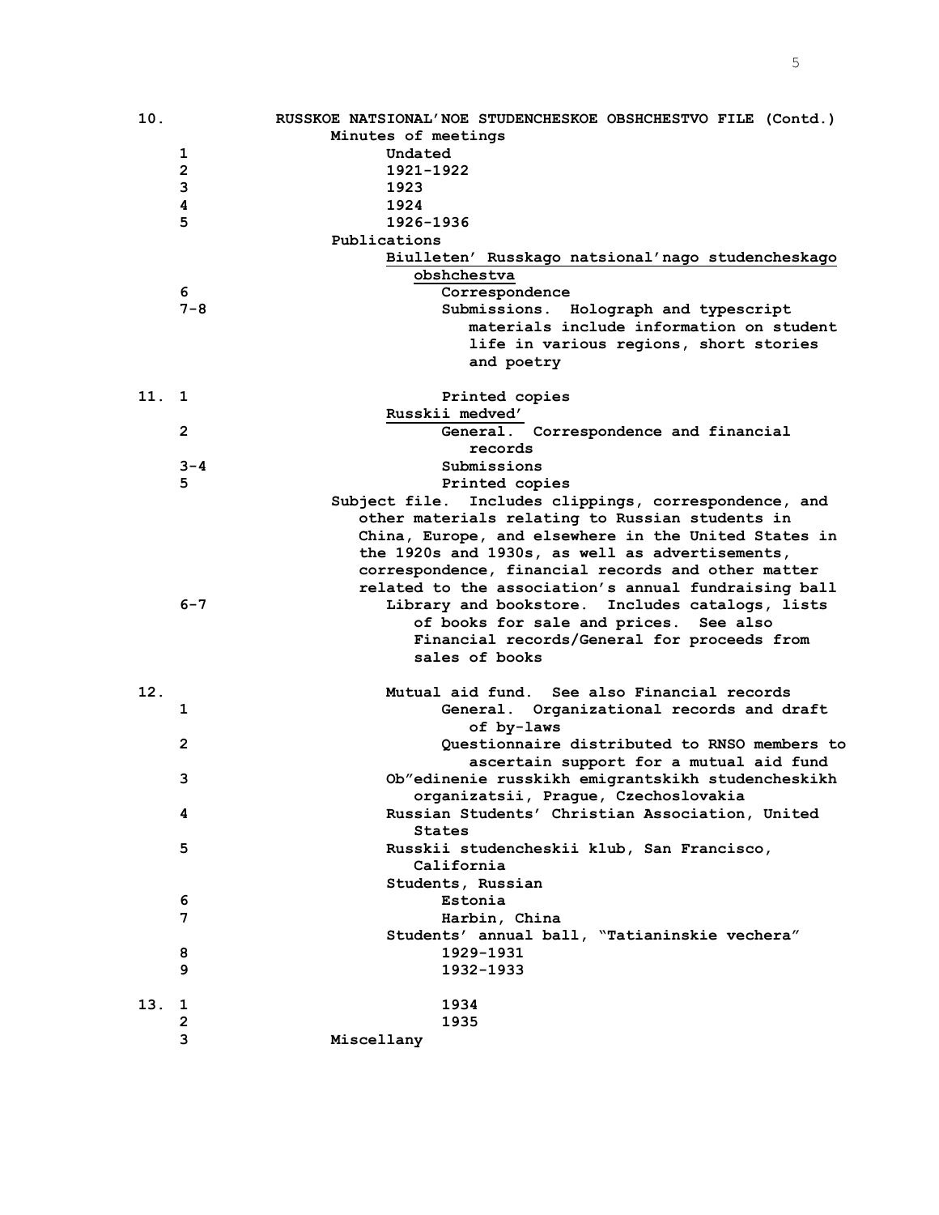| Box | Folder | Contents |
|---|---|---|
| 10. | | RUSSKOE NATSIONAL'NOE STUDENCHESKOE OBSHCHESTVO FILE (Contd.) |
| | | Minutes of meetings |
| | 1 | Undated |
| | 2 | 1921-1922 |
| | 3 | 1923 |
| | 4 | 1924 |
| | 5 | 1926-1936 |
| | | Publications |
| | | Biulleten' Russkago natsional'nago studencheskago obshchestva |
| | 6 | Correspondence |
| | 7-8 | Submissions. Holograph and typescript materials include information on student life in various regions, short stories and poetry |
| 11. | 1 | Printed copies |
| | | Russkii medved' |
| | 2 | General. Correspondence and financial records |
| | 3-4 | Submissions |
| | 5 | Printed copies |
| | | Subject file. Includes clippings, correspondence, and other materials relating to Russian students in China, Europe, and elsewhere in the United States in the 1920s and 1930s, as well as advertisements, correspondence, financial records and other matter related to the association's annual fundraising ball |
| | 6-7 | Library and bookstore. Includes catalogs, lists of books for sale and prices. See also Financial records/General for proceeds from sales of books |
| 12. | | Mutual aid fund. See also Financial records |
| | 1 | General. Organizational records and draft of by-laws |
| | 2 | Questionnaire distributed to RNSO members to ascertain support for a mutual aid fund |
| | 3 | Ob"edinenie russkikh emigrantskikh studencheskikh organizatsii, Prague, Czechoslovakia |
| | 4 | Russian Students' Christian Association, United States |
| | 5 | Russkii studencheskii klub, San Francisco, California |
| | | Students, Russian |
| | 6 | Estonia |
| | 7 | Harbin, China |
| | | Students' annual ball, "Tatianinskie vechera" |
| | 8 | 1929-1931 |
| | 9 | 1932-1933 |
| 13. | 1 | 1934 |
| | 2 | 1935 |
| | 3 | Miscellany |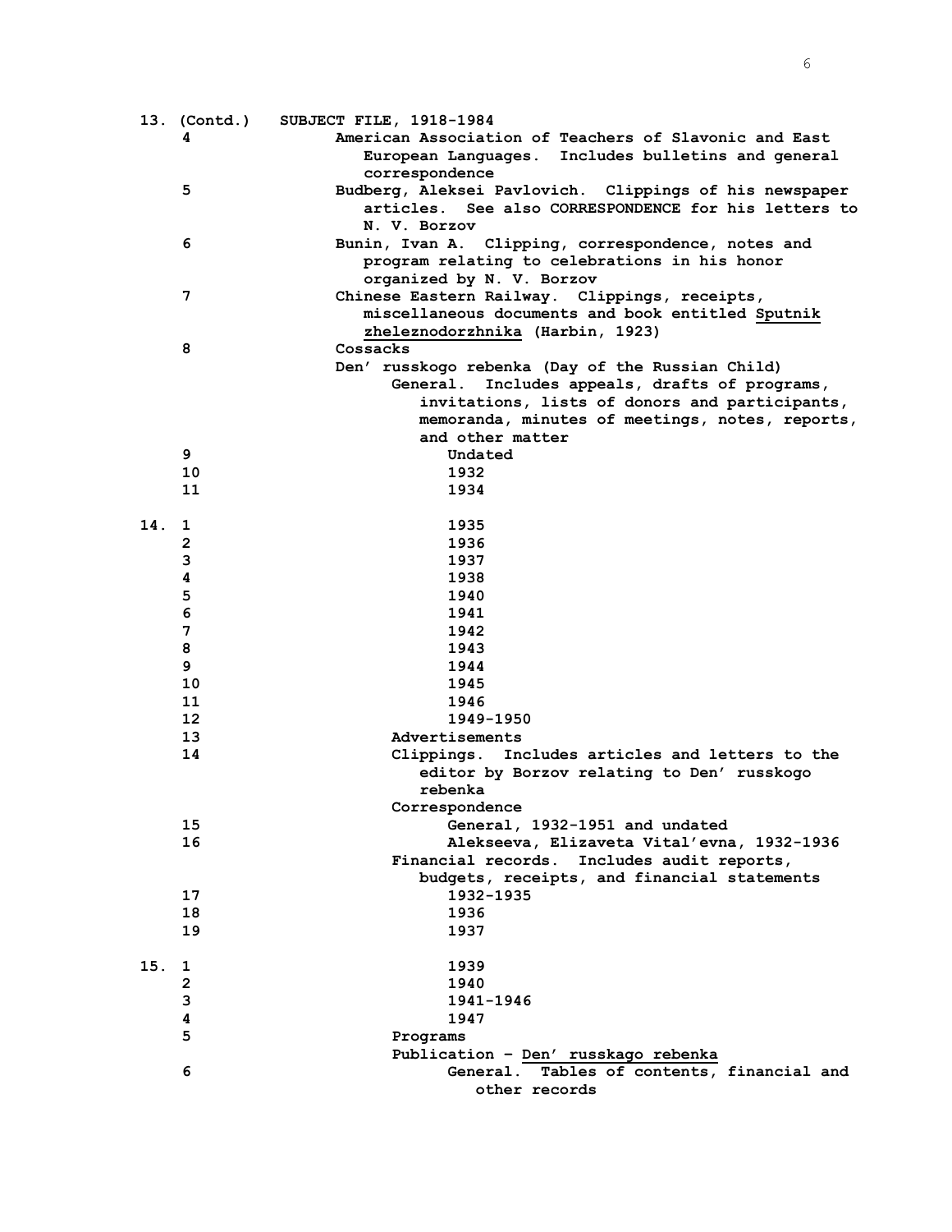**13. (Contd.)** **SUBJECT FILE, 1918-1984**

- **4** American Association of Teachers of Slavonic and East European Languages. Includes bulletins and general correspondence
- **5** Budberg, Aleksei Pavlovich. Clippings of his newspaper articles. See also CORRESPONDENCE for his letters to N. V. Borzov
- **6** Bunin, Ivan A. Clipping, correspondence, notes and program relating to celebrations in his honor organized by N. V. Borzov
- **7** Chinese Eastern Railway. Clippings, receipts, miscellaneous documents and book entitled Sputnik zheleznodorzhnika (Harbin, 1923)
- **8** Cossacks

Den' russkogo rebenka (Day of the Russian Child)

General. Includes appeals, drafts of programs, invitations, lists of donors and participants, memoranda, minutes of meetings, notes, reports, and other matter

- **9** Undated
- **10** 1932
- **11** 1934

**14.**

- **1** 1935
- **2** 1936
- **3** 1937
- **4** 1938
- **5** 1940
- **6** 1941
- **7** 1942
- **8** 1943
- **9** 1944
- **10** 1945
- **11** 1946
- **12** 1949-1950
- **13** Advertisements
- **14** Clippings. Includes articles and letters to the editor by Borzov relating to Den' russkogo rebenka

Correspondence

- **15** General, 1932-1951 and undated
- **16** Alekseeva, Elizaveta Vital'evna, 1932-1936

Financial records. Includes audit reports, budgets, receipts, and financial statements

- **17** 1932-1935
- **18** 1936
- **19** 1937

**15.**

- **1** 1939
- **2** 1940
- **3** 1941-1946
- **4** 1947
- **5** Programs

Publication - Den' russkago rebenka

- **6** General. Tables of contents, financial and other records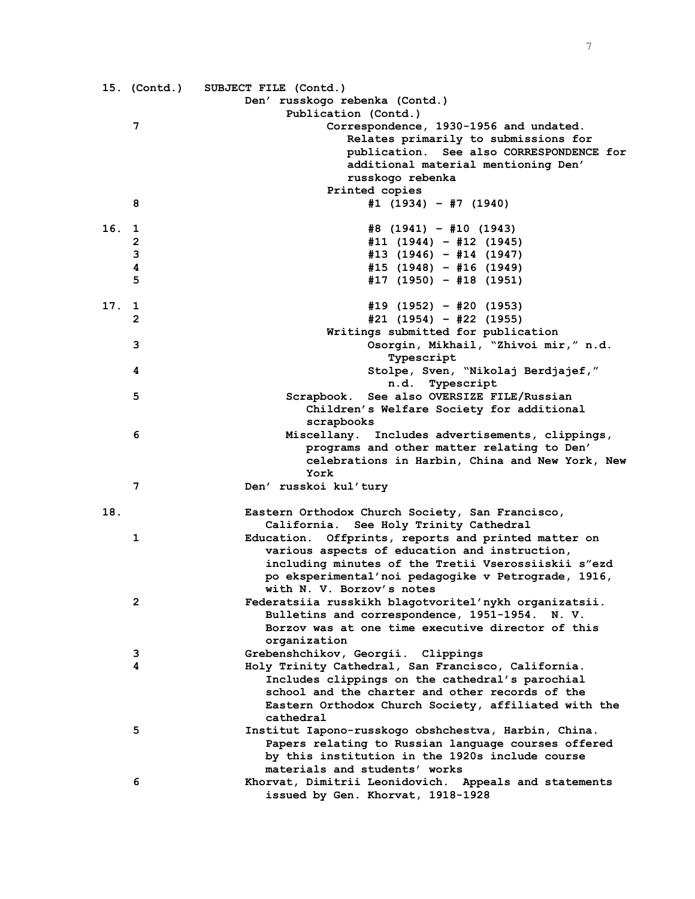15. (Contd.) SUBJECT FILE (Contd.)

Den' russkogo rebenka (Contd.)

Publication (Contd.)

7 Correspondence, 1930-1956 and undated. Relates primarily to submissions for publication. See also CORRESPONDENCE for additional material mentioning Den' russkogo rebenka

Printed copies

8 #1 (1934) – #7 (1940)

16. 1 #8 (1941) – #10 (1943)

2 #11 (1944) – #12 (1945)

3 #13 (1946) – #14 (1947)

4 #15 (1948) – #16 (1949)

5 #17 (1950) – #18 (1951)

17. 1 #19 (1952) – #20 (1953)

2 #21 (1954) – #22 (1955)

Writings submitted for publication

3 Osorgin, Mikhail, "Zhivoi mir," n.d. Typescript

4 Stolpe, Sven, "Nikolaj Berdjajef," n.d. Typescript

5 Scrapbook. See also OVERSIZE FILE/Russian Children's Welfare Society for additional scrapbooks

6 Miscellany. Includes advertisements, clippings, programs and other matter relating to Den' celebrations in Harbin, China and New York, New York

7 Den' russkoi kul'tury

18. Eastern Orthodox Church Society, San Francisco, California. See Holy Trinity Cathedral

1 Education. Offprints, reports and printed matter on various aspects of education and instruction, including minutes of the Tretii Vserossiiskii s"ezd po eksperimental'noi pedagogike v Petrograde, 1916, with N. V. Borzov's notes

2 Federatsiia russkikh blagotvoritel'nykh organizatsii. Bulletins and correspondence, 1951-1954. N. V. Borzov was at one time executive director of this organization

3 Grebenshchikov, Georgii. Clippings

4 Holy Trinity Cathedral, San Francisco, California. Includes clippings on the cathedral's parochial school and the charter and other records of the Eastern Orthodox Church Society, affiliated with the cathedral

5 Institut Iapono-russkogo obshchestva, Harbin, China. Papers relating to Russian language courses offered by this institution in the 1920s include course materials and students' works

6 Khorvat, Dimitrii Leonidovich. Appeals and statements issued by Gen. Khorvat, 1918-1928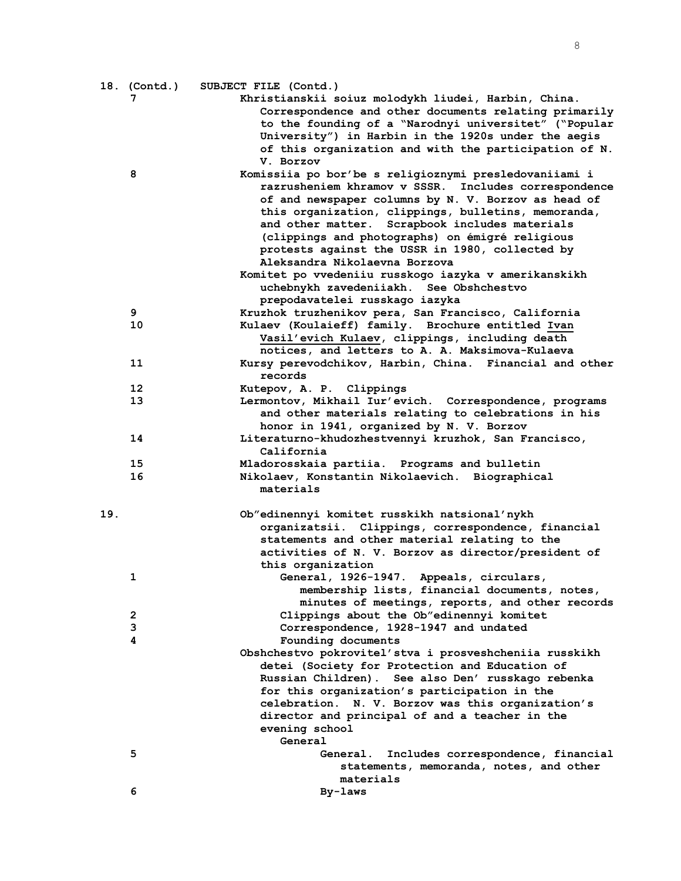**18. (Contd.) SUBJECT FILE (Contd.)**

**7** Khristianskii soiuz molodykh liudei, Harbin, China. Correspondence and other documents relating primarily to the founding of a "Narodnyi universitet" ("Popular University") in Harbin in the 1920s under the aegis of this organization and with the participation of N. V. Borzov

**8** Komissiia po bor'be s religioznymi presledovaniiami i razrusheniem khramov v SSSR. Includes correspondence of and newspaper columns by N. V. Borzov as head of this organization, clippings, bulletins, memoranda, and other matter. Scrapbook includes materials (clippings and photographs) on émigré religious protests against the USSR in 1980, collected by Aleksandra Nikolaevna Borzova

Komitet po vvedeniiu russkogo iazyka v amerikanskikh uchebnykh zavedeniiakh. See Obshchestvo prepodavatelei russkago iazyka

**9** Kruzhok truzhenikov pera, San Francisco, California

**10** Kulaev (Koulaieff) family. Brochure entitled Ivan Vasil'evich Kulaev, clippings, including death notices, and letters to A. A. Maksimova-Kulaeva

**11** Kursy perevodchikov, Harbin, China. Financial and other records

**12** Kutepov, A. P. Clippings

**13** Lermontov, Mikhail Iur'evich. Correspondence, programs and other materials relating to celebrations in his honor in 1941, organized by N. V. Borzov

**14** Literaturno-khudozhestvennyi kruzhok, San Francisco, California

**15** Mladorosskaia partiia. Programs and bulletin

**16** Nikolaev, Konstantin Nikolaevich. Biographical materials

**19.** Ob"edinennyi komitet russkikh natsional'nykh organizatsii. Clippings, correspondence, financial statements and other material relating to the activities of N. V. Borzov as director/president of this organization

- **1** General, 1926-1947. Appeals, circulars, membership lists, financial documents, notes, minutes of meetings, reports, and other records
- **2** Clippings about the Ob"edinennyi komitet
- **3** Correspondence, 1928-1947 and undated
- **4** Founding documents

Obshchestvo pokrovitel'stva i prosveshcheniia russkikh detei (Society for Protection and Education of Russian Children). See also Den' russkago rebenka for this organization's participation in the celebration. N. V. Borzov was this organization's director and principal of and a teacher in the evening school

- General
  - **5** General. Includes correspondence, financial statements, memoranda, notes, and other materials
  - **6** By-laws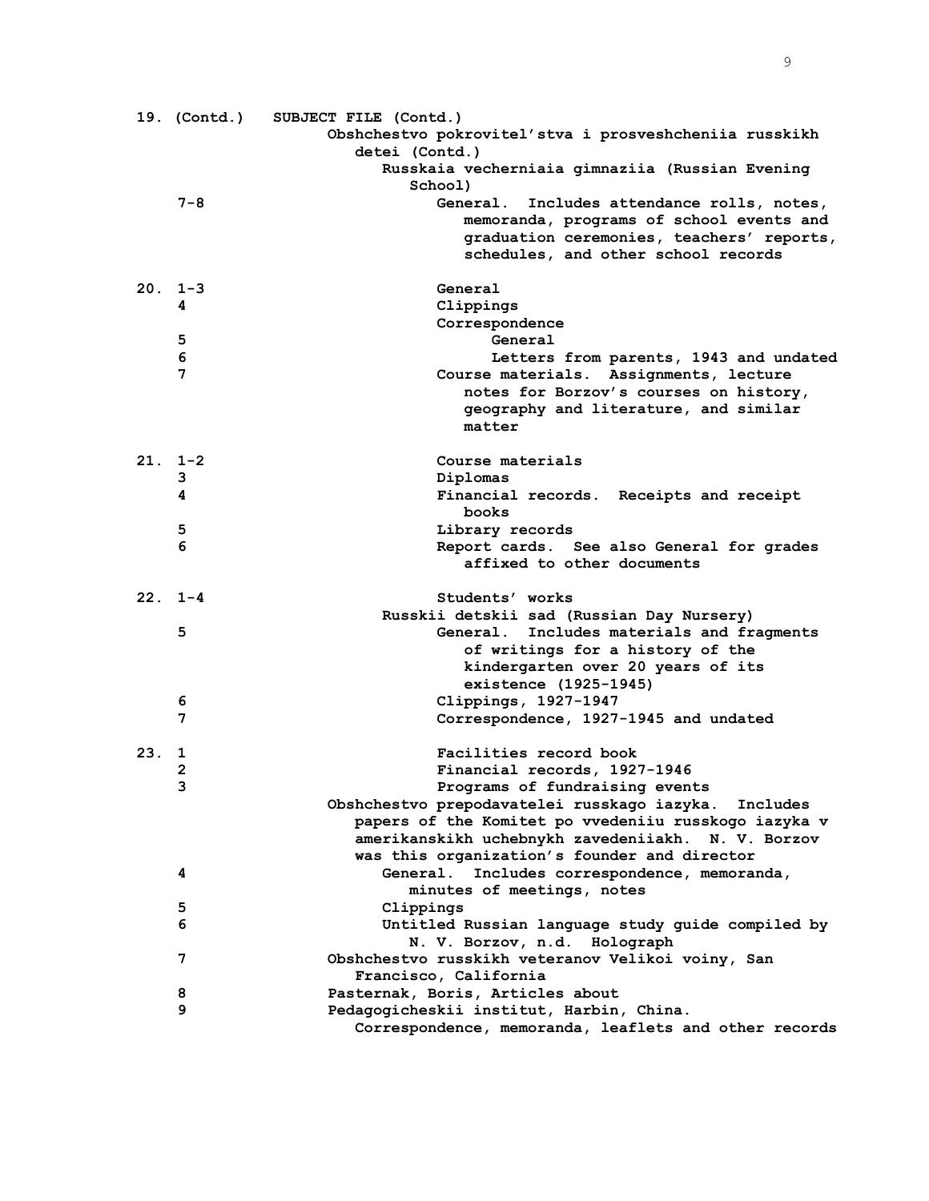**19. (Contd.)** **SUBJECT FILE (Contd.)**

Obshchestvo pokrovitel'stva i prosveshcheniia russkikh detei (Contd.)

Russkaia vecherniaia gimnaziia (Russian Evening School)

- **7-8** General. Includes attendance rolls, notes, memoranda, programs of school events and graduation ceremonies, teachers' reports, schedules, and other school records

**20.**

- **1-3** General
- **4** Clippings
- Correspondence
  - **5** General
  - **6** Letters from parents, 1943 and undated
- **7** Course materials. Assignments, lecture notes for Borzov's courses on history, geography and literature, and similar matter

**21.**

- **1-2** Course materials
- **3** Diplomas
- **4** Financial records. Receipts and receipt books
- **5** Library records
- **6** Report cards. See also General for grades affixed to other documents

**22.**

- **1-4** Students' works

Russkii detskii sad (Russian Day Nursery)

- **5** General. Includes materials and fragments of writings for a history of the kindergarten over 20 years of its existence (1925-1945)
- **6** Clippings, 1927-1947
- **7** Correspondence, 1927-1945 and undated

**23.**

- **1** Facilities record book
- **2** Financial records, 1927-1946
- **3** Programs of fundraising events

Obshchestvo prepodavatelei russkago iazyka. Includes papers of the Komitet po vvedeniiu russkogo iazyka v amerikanskikh uchebnykh zavedeniiakh. N. V. Borzov was this organization's founder and director

- **4** General. Includes correspondence, memoranda, minutes of meetings, notes
- **5** Clippings
- **6** Untitled Russian language study guide compiled by N. V. Borzov, n.d. Holograph

- **7** Obshchestvo russkikh veteranov Velikoi voiny, San Francisco, California
- **8** Pasternak, Boris, Articles about
- **9** Pedagogicheskii institut, Harbin, China. Correspondence, memoranda, leaflets and other records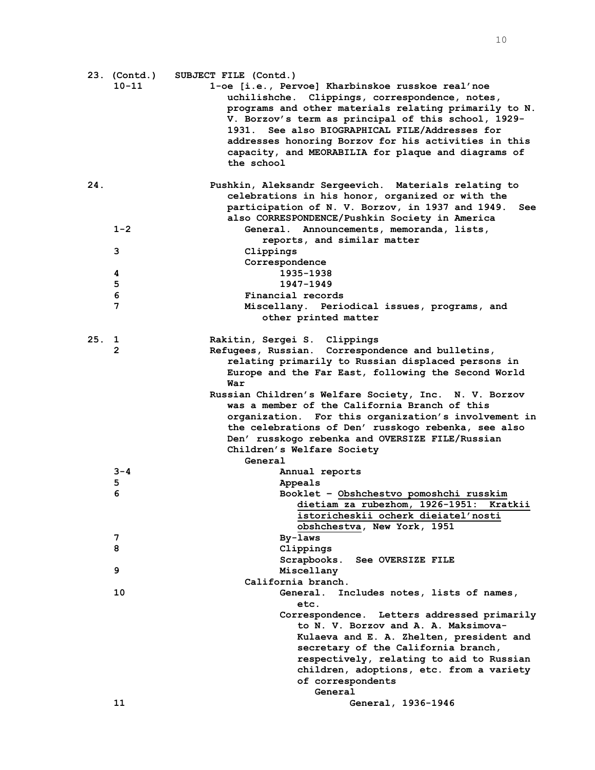| Box/Folder | Contents |
|---|---|
| 23. (Contd.) | SUBJECT FILE (Contd.) |
| 10-11 | 1-oe [i.e., Pervoe] Kharbinskoe russkoe real'noe uchilishche. Clippings, correspondence, notes, programs and other materials relating primarily to N. V. Borzov's term as principal of this school, 1929-1931. See also BIOGRAPHICAL FILE/Addresses for addresses honoring Borzov for his activities in this capacity, and MEORABILIA for plaque and diagrams of the school |
| 24. | Pushkin, Aleksandr Sergeevich. Materials relating to celebrations in his honor, organized or with the participation of N. V. Borzov, in 1937 and 1949. See also CORRESPONDENCE/Pushkin Society in America |
| 1-2 | General. Announcements, memoranda, lists, reports, and similar matter |
| 3 | Clippings |
| | Correspondence |
| 4 | 1935-1938 |
| 5 | 1947-1949 |
| 6 | Financial records |
| 7 | Miscellany. Periodical issues, programs, and other printed matter |
| 25. 1 | Rakitin, Sergei S. Clippings |
| 2 | Refugees, Russian. Correspondence and bulletins, relating primarily to Russian displaced persons in Europe and the Far East, following the Second World War |
| | Russian Children's Welfare Society, Inc. N. V. Borzov was a member of the California Branch of this organization. For this organization's involvement in the celebrations of Den' russkogo rebenka, see also Den' russkogo rebenka and OVERSIZE FILE/Russian Children's Welfare Society |
| | General |
| 3-4 | Annual reports |
| 5 | Appeals |
| 6 | Booklet – <u>Obshchestvo pomoshchi russkim dietiam za rubezhom, 1926-1951: Kratkii istoricheskii ocherk dieiatel'nosti obshchestva</u>, New York, 1951 |
| 7 | By-laws |
| 8 | Clippings |
| | Scrapbooks. See OVERSIZE FILE |
| 9 | Miscellany |
| | California branch. |
| 10 | General. Includes notes, lists of names, etc. |
| | Correspondence. Letters addressed primarily to N. V. Borzov and A. A. Maksimova-Kulaeva and E. A. Zhelten, president and secretary of the California branch, respectively, relating to aid to Russian children, adoptions, etc. from a variety of correspondents |
| | General |
| 11 | General, 1936-1946 |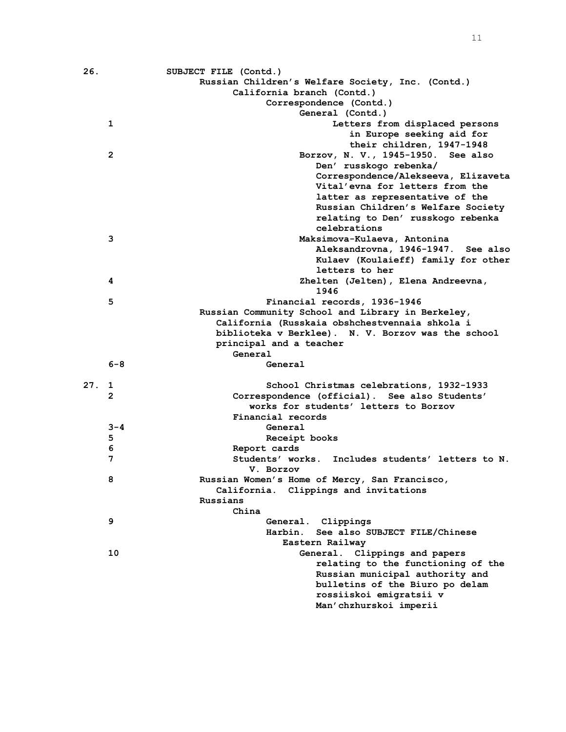26. **SUBJECT FILE (Contd.)**

**Russian Children's Welfare Society, Inc. (Contd.)**

**California branch (Contd.)**

**Correspondence (Contd.)**

**General (Contd.)**

| Box | Folder | Description |
|---|---|---|
| 26 | 1 | Letters from displaced persons in Europe seeking aid for their children, 1947-1948 |
| | 2 | Borzov, N. V., 1945-1950. See also Den' russkogo rebenka/ Correspondence/Alekseeva, Elizaveta Vital'evna for letters from the latter as representative of the Russian Children's Welfare Society relating to Den' russkogo rebenka celebrations |
| | 3 | Maksimova-Kulaeva, Antonina Aleksandrovna, 1946-1947. See also Kulaev (Koulaieff) family for other letters to her |
| | 4 | Zhelten (Jelten), Elena Andreevna, 1946 |
| | 5 | Financial records, 1936-1946 |
| | | **Russian Community School and Library in Berkeley, California (Russkaia obshchestvennaia shkola i biblioteka v Berklee). N. V. Borzov was the school principal and a teacher** |
| | | **General** |
| | 6-8 | General |
| 27 | 1 | School Christmas celebrations, 1932-1933 |
| | 2 | Correspondence (official). See also Students' works for students' letters to Borzov |
| | | **Financial records** |
| | 3-4 | General |
| | 5 | Receipt books |
| | 6 | Report cards |
| | 7 | Students' works. Includes students' letters to N. V. Borzov |
| | 8 | Russian Women's Home of Mercy, San Francisco, California. Clippings and invitations |
| | | **Russians** |
| | | **China** |
| | 9 | General. Clippings |
| | | **Harbin. See also SUBJECT FILE/Chinese Eastern Railway** |
| | 10 | General. Clippings and papers relating to the functioning of the Russian municipal authority and bulletins of the Biuro po delam rossiiskoi emigratsii v Man'chzhurskoi imperii |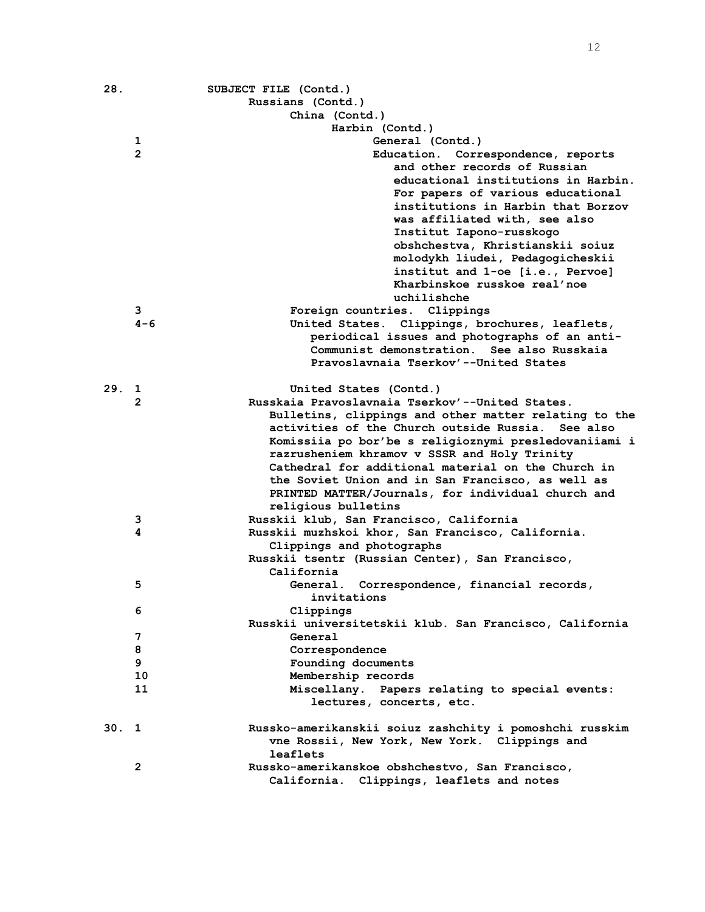| Box | Folder | Description |
|---|---|---|
| 28. | | SUBJECT FILE (Contd.) |
| | | Russians (Contd.) |
| | | China (Contd.) |
| | | Harbin (Contd.) |
| | 1 | General (Contd.) |
| | 2 | Education. Correspondence, reports and other records of Russian educational institutions in Harbin. For papers of various educational institutions in Harbin that Borzov was affiliated with, see also Institut Iapono-russkogo obshchestva, Khristianskii soiuz molodykh liudei, Pedagogicheskii institut and 1-oe [i.e., Pervoe] Kharbinskoe russkoe real'noe uchilishche |
| | 3 | Foreign countries. Clippings |
| | 4-6 | United States. Clippings, brochures, leaflets, periodical issues and photographs of an anti-Communist demonstration. See also Russkaia Pravoslavnaia Tserkov'--United States |
| 29. | 1 | United States (Contd.) |
| | 2 | Russkaia Pravoslavnaia Tserkov'--United States. Bulletins, clippings and other matter relating to the activities of the Church outside Russia. See also Komissiia po bor'be s religioznymi presledovaniiami i razrusheniem khramov v SSSR and Holy Trinity Cathedral for additional material on the Church in the Soviet Union and in San Francisco, as well as PRINTED MATTER/Journals, for individual church and religious bulletins |
| | 3 | Russkii klub, San Francisco, California |
| | 4 | Russkii muzhskoi khor, San Francisco, California. Clippings and photographs |
| | | Russkii tsentr (Russian Center), San Francisco, California |
| | 5 | General. Correspondence, financial records, invitations |
| | 6 | Clippings |
| | | Russkii universitetskii klub. San Francisco, California |
| | 7 | General |
| | 8 | Correspondence |
| | 9 | Founding documents |
| | 10 | Membership records |
| | 11 | Miscellany. Papers relating to special events: lectures, concerts, etc. |
| 30. | 1 | Russko-amerikanskii soiuz zashchity i pomoshchi russkim vne Rossii, New York, New York. Clippings and leaflets |
| | 2 | Russko-amerikanskoe obshchestvo, San Francisco, California. Clippings, leaflets and notes |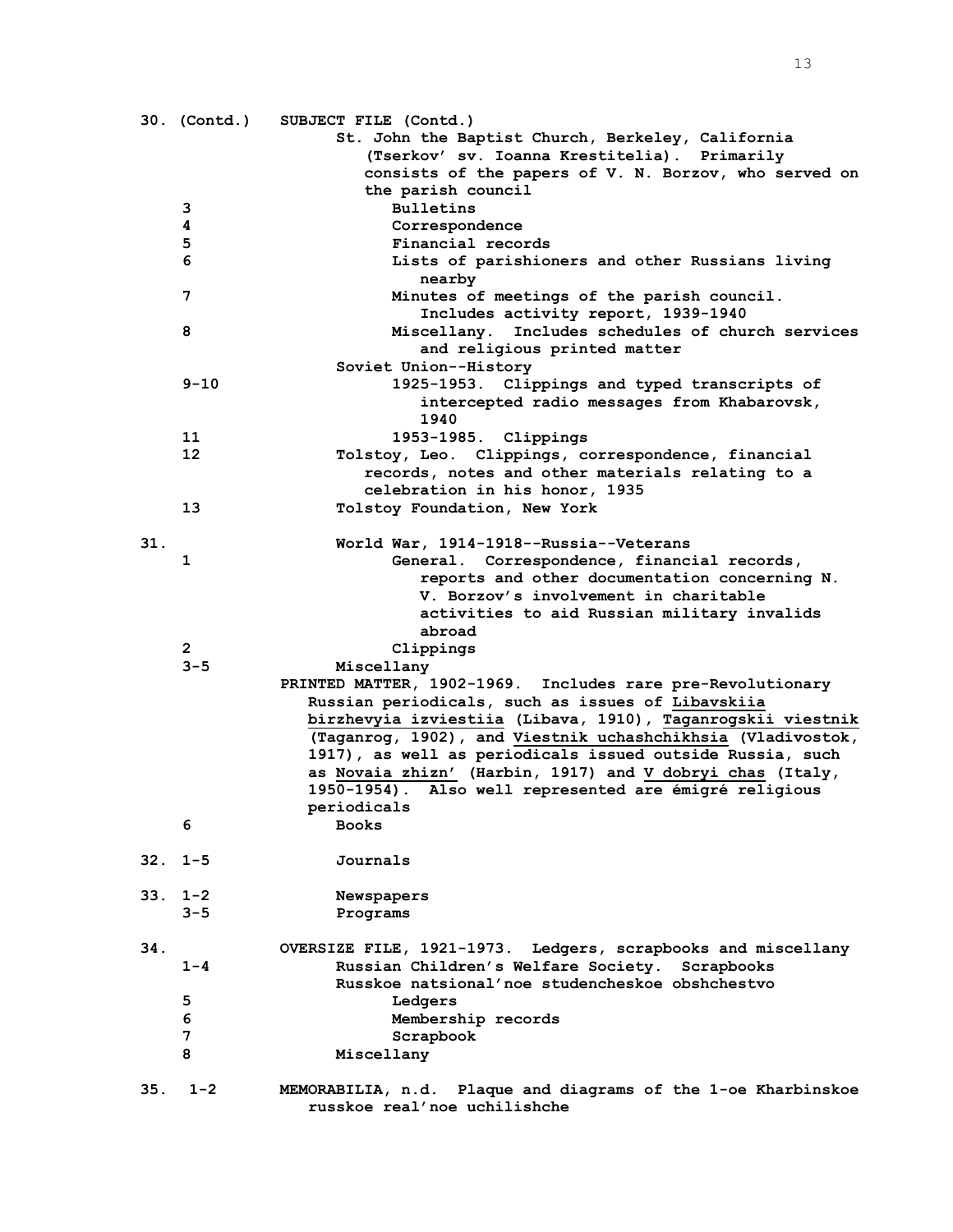| Box | Folder | Contents |
|---|---|---|
| 30. (Contd.) | | **SUBJECT FILE (Contd.)** |
| | | St. John the Baptist Church, Berkeley, California (Tserkov' sv. Ioanna Krestitelia). Primarily consists of the papers of V. N. Borzov, who served on the parish council |
| | 3 | Bulletins |
| | 4 | Correspondence |
| | 5 | Financial records |
| | 6 | Lists of parishioners and other Russians living nearby |
| | 7 | Minutes of meetings of the parish council. Includes activity report, 1939-1940 |
| | 8 | Miscellany. Includes schedules of church services and religious printed matter |
| | | Soviet Union--History |
| | 9-10 | 1925-1953. Clippings and typed transcripts of intercepted radio messages from Khabarovsk, 1940 |
| | 11 | 1953-1985. Clippings |
| | 12 | Tolstoy, Leo. Clippings, correspondence, financial records, notes and other materials relating to a celebration in his honor, 1935 |
| | 13 | Tolstoy Foundation, New York |
| 31. | | World War, 1914-1918--Russia--Veterans |
| | 1 | General. Correspondence, financial records, reports and other documentation concerning N. V. Borzov's involvement in charitable activities to aid Russian military invalids abroad |
| | 2 | Clippings |
| | 3-5 | Miscellany |
| | | **PRINTED MATTER, 1902-1969.** Includes rare pre-Revolutionary Russian periodicals, such as issues of <u>Libavskiia birzhevyia izviestiia</u> (Libava, 1910), <u>Taganrogskii viestnik</u> (Taganrog, 1902), and <u>Viestnik uchashchikhsia</u> (Vladivostok, 1917), as well as periodicals issued outside Russia, such as <u>Novaia zhizn'</u> (Harbin, 1917) and <u>V dobryi chas</u> (Italy, 1950-1954). Also well represented are émigré religious periodicals |
| | 6 | Books |
| 32. | 1-5 | Journals |
| 33. | 1-2 | Newspapers |
| | 3-5 | Programs |
| 34. | | **OVERSIZE FILE, 1921-1973.** Ledgers, scrapbooks and miscellany |
| | 1-4 | Russian Children's Welfare Society. Scrapbooks |
| | | Russkoe natsional'noe studencheskoe obshchestvo |
| | 5 | Ledgers |
| | 6 | Membership records |
| | 7 | Scrapbook |
| | 8 | Miscellany |
| 35. | 1-2 | **MEMORABILIA, n.d.** Plaque and diagrams of the 1-oe Kharbinskoe russkoe real'noe uchilishche |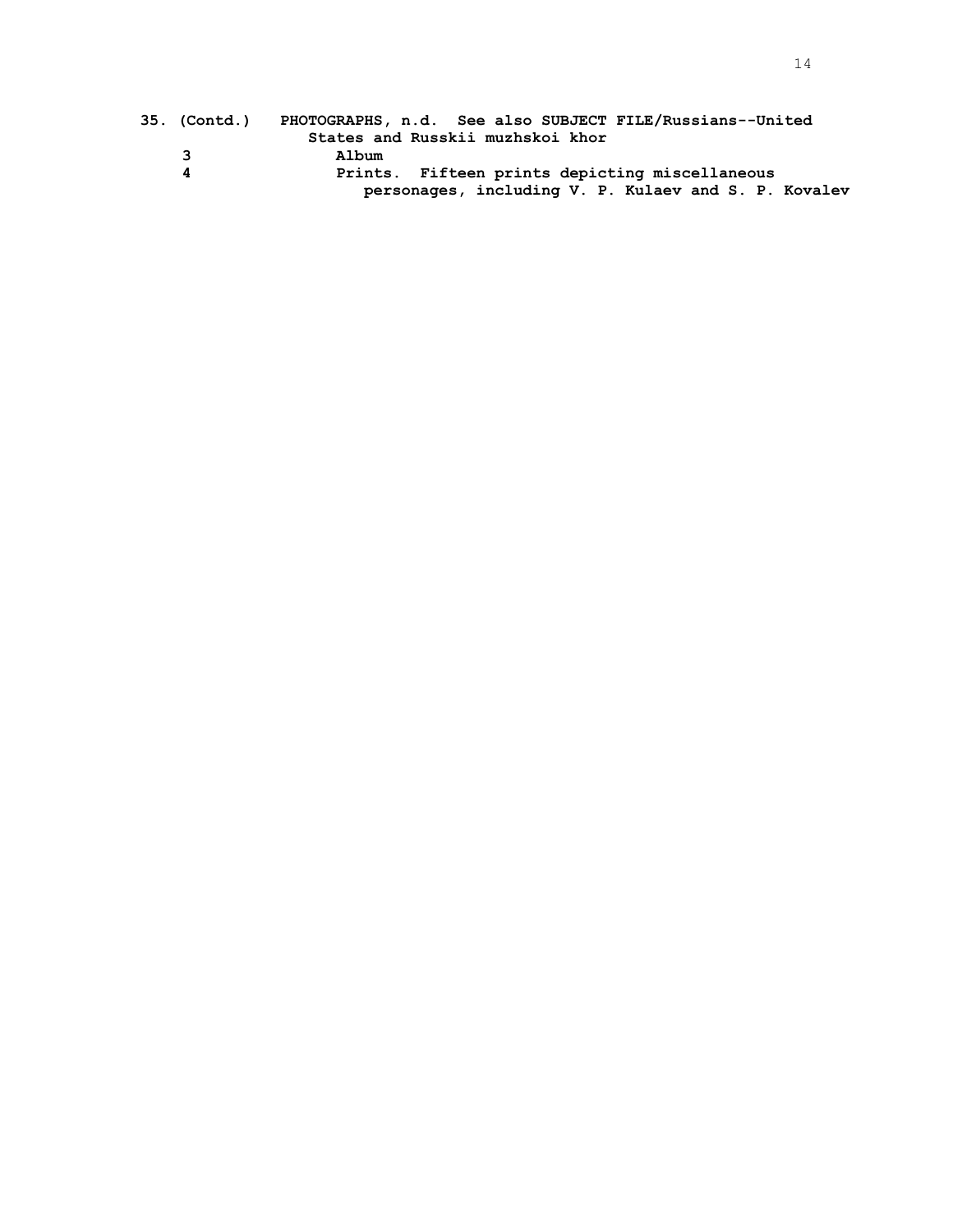**35. (Contd.)   PHOTOGRAPHS, n.d.  See also SUBJECT FILE/Russians--United States and Russkii muzhskoi khor**

**3   Album**

**4   Prints.  Fifteen prints depicting miscellaneous personages, including V. P. Kulaev and S. P. Kovalev**